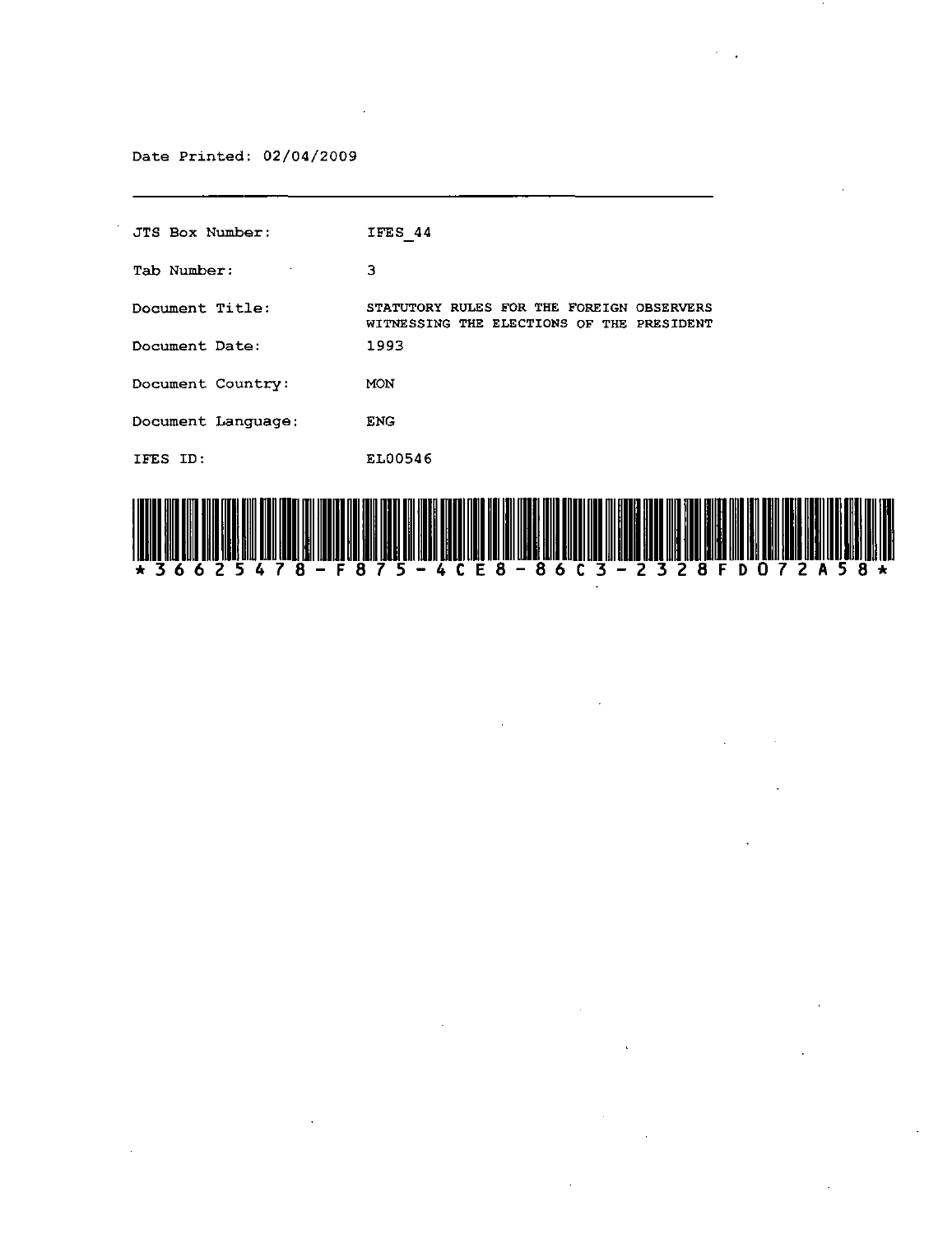Date Printed: 02/04/2009

| | |
|---|---|
| JTS Box Number: | IFES_44 |
| Tab Number: | 3 |
| Document Title: | STATUTORY RULES FOR THE FOREIGN OBSERVERS WITNESSING THE ELECTIONS OF THE PRESIDENT |
| Document Date: | 1993 |
| Document Country: | MON |
| Document Language: | ENG |
| IFES ID: | EL00546 |

*36625478-F875-4CE8-86C3-2328FD072A58*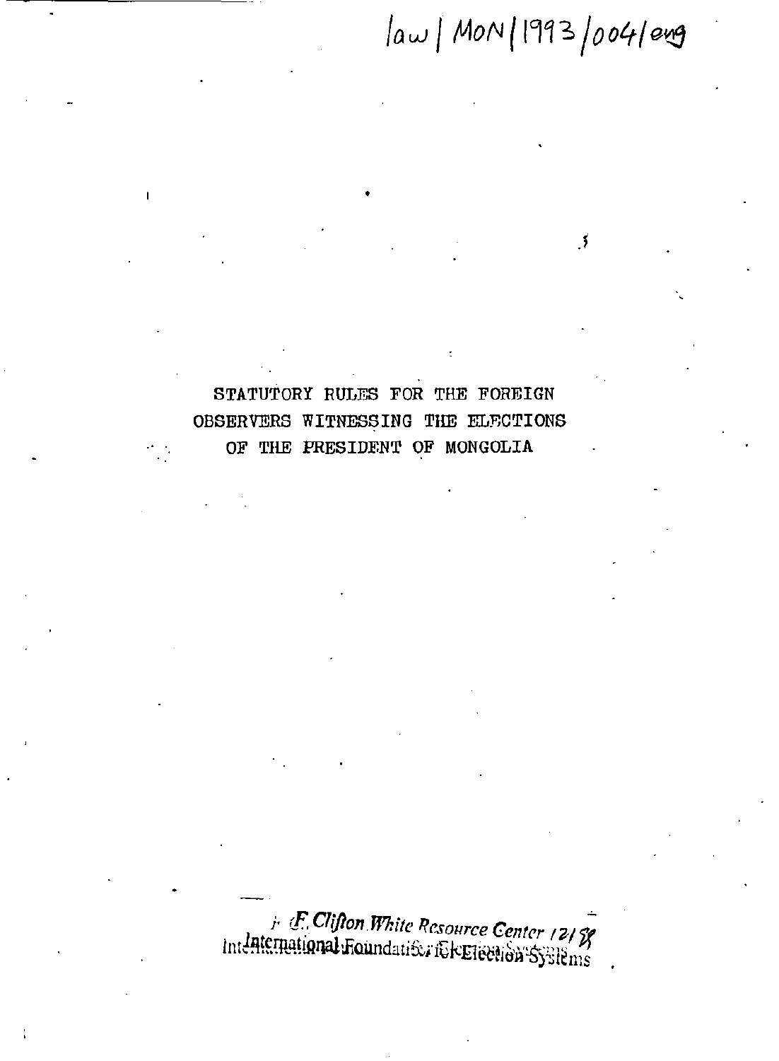law | MON | 1993 | 004 | eng

# STATUTORY RULES FOR THE FOREIGN OBSERVERS WITNESSING THE ELECTIONS OF THE PRESIDENT OF MONGOLIA

F. Clifton White Resource Center 12/98
International Foundation for Election Systems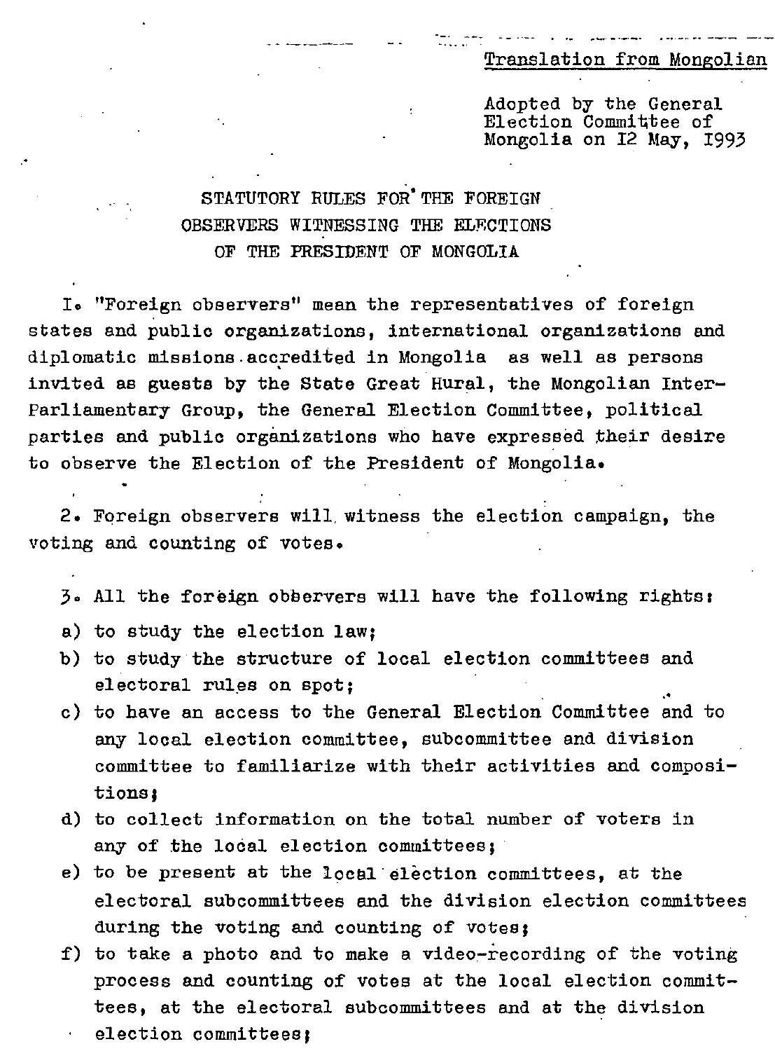Translation from Mongolian

Adopted by the General Election Committee of Mongolia on 12 May, 1993

# STATUTORY RULES FOR THE FOREIGN OBSERVERS WITNESSING THE ELECTIONS OF THE PRESIDENT OF MONGOLIA

1. "Foreign observers" mean the representatives of foreign states and public organizations, international organizations and diplomatic missions accredited in Mongolia as well as persons invited as guests by the State Great Hural, the Mongolian Inter-Parliamentary Group, the General Election Committee, political parties and public organizations who have expressed their desire to observe the Election of the President of Mongolia.

2. Foreign observers will witness the election campaign, the voting and counting of votes.

3. All the foreign observers will have the following rights:

a) to study the election law;

b) to study the structure of local election committees and electoral rules on spot;

c) to have an access to the General Election Committee and to any local election committee, subcommittee and division committee to familiarize with their activities and compositions;

d) to collect information on the total number of voters in any of the local election committees;

e) to be present at the local election committees, at the electoral subcommittees and the division election committees during the voting and counting of votes;

f) to take a photo and to make a video-recording of the voting process and counting of votes at the local election committees, at the electoral subcommittees and at the division election committees;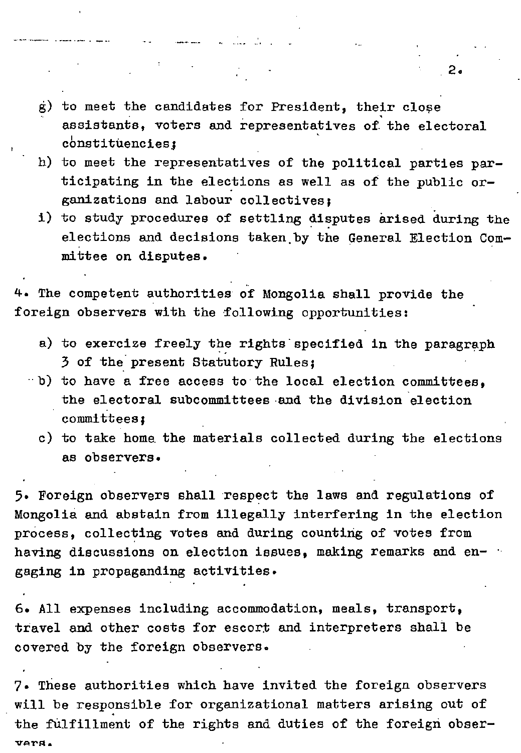g) to meet the candidates for President, their close assistants, voters and representatives of the electoral constituencies;
h) to meet the representatives of the political parties participating in the elections as well as of the public organizations and labour collectives;
i) to study procedures of settling disputes arised during the elections and decisions taken by the General Election Committee on disputes.

4. The competent authorities of Mongolia shall provide the foreign observers with the following opportunities:

a) to exercize freely the rights specified in the paragraph 3 of the present Statutory Rules;
b) to have a free access to the local election committees, the electoral subcommittees and the division election committees;
c) to take home the materials collected during the elections as observers.

5. Foreign observers shall respect the laws and regulations of Mongolia and abstain from illegally interfering in the election process, collecting votes and during counting of votes from having discussions on election issues, making remarks and engaging in propaganding activities.

6. All expenses including accommodation, meals, transport, travel and other costs for escort and interpreters shall be covered by the foreign observers.

7. These authorities which have invited the foreign observers will be responsible for organizational matters arising out of the fulfillment of the rights and duties of the foreign observers.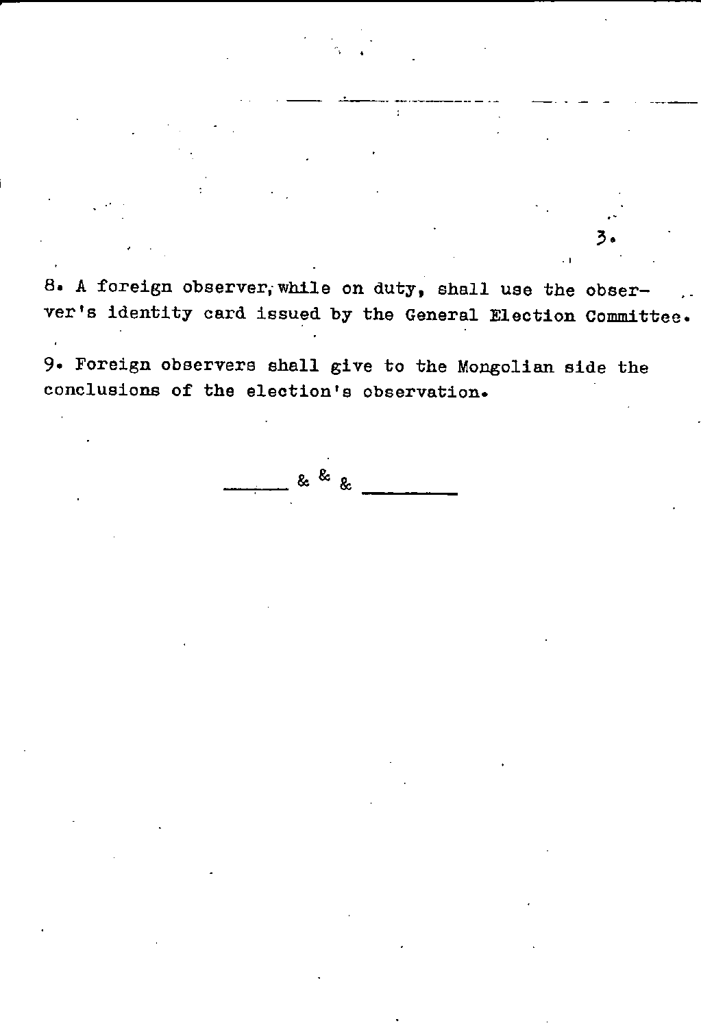8. A foreign observer, while on duty, shall use the observer's identity card issued by the General Election Committee.

9. Foreign observers shall give to the Mongolian side the conclusions of the election's observation.

_____ & & & _____